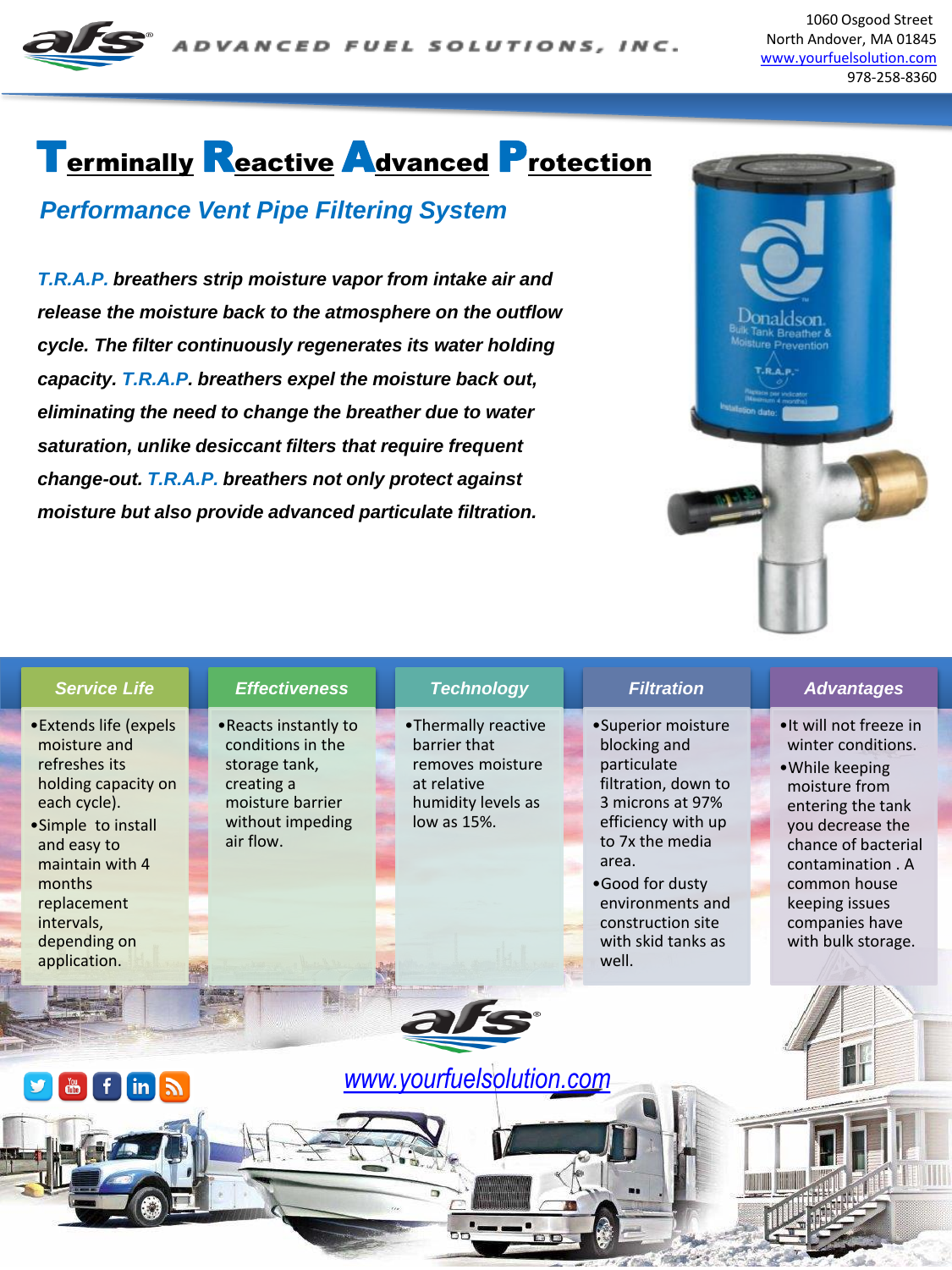ADVANCED FUEL SOLUTIONS, INC.

1060 Osgood Street
North Andover, MA 01845
www.yourfuelsolution.com
978-258-8360

# Terminally Reactive Advanced Protection

## *Performance Vent Pipe Filtering System*

***T.R.A.P.* breathers strip moisture vapor from intake air and release the moisture back to the atmosphere on the outflow cycle. The filter continuously regenerates its water holding capacity. *T.R.A.P*. breathers expel the moisture back out, eliminating the need to change the breather due to water saturation, unlike desiccant filters that require frequent change-out. *T.R.A.P.* breathers not only protect against moisture but also provide advanced particulate filtration.**

### Service Life

- Extends life (expels moisture and refreshes its holding capacity on each cycle).
- Simple to install and easy to maintain with 4 months replacement intervals, depending on application.

### Effectiveness

- Reacts instantly to conditions in the storage tank, creating a moisture barrier without impeding air flow.

### Technology

- Thermally reactive barrier that removes moisture at relative humidity levels as low as 15%.

### Filtration

- Superior moisture blocking and particulate filtration, down to 3 microns at 97% efficiency with up to 7x the media area.
- Good for dusty environments and construction site with skid tanks as well.

### Advantages

- It will not freeze in winter conditions.
- While keeping moisture from entering the tank you decrease the chance of bacterial contamination . A common house keeping issues companies have with bulk storage.

www.yourfuelsolution.com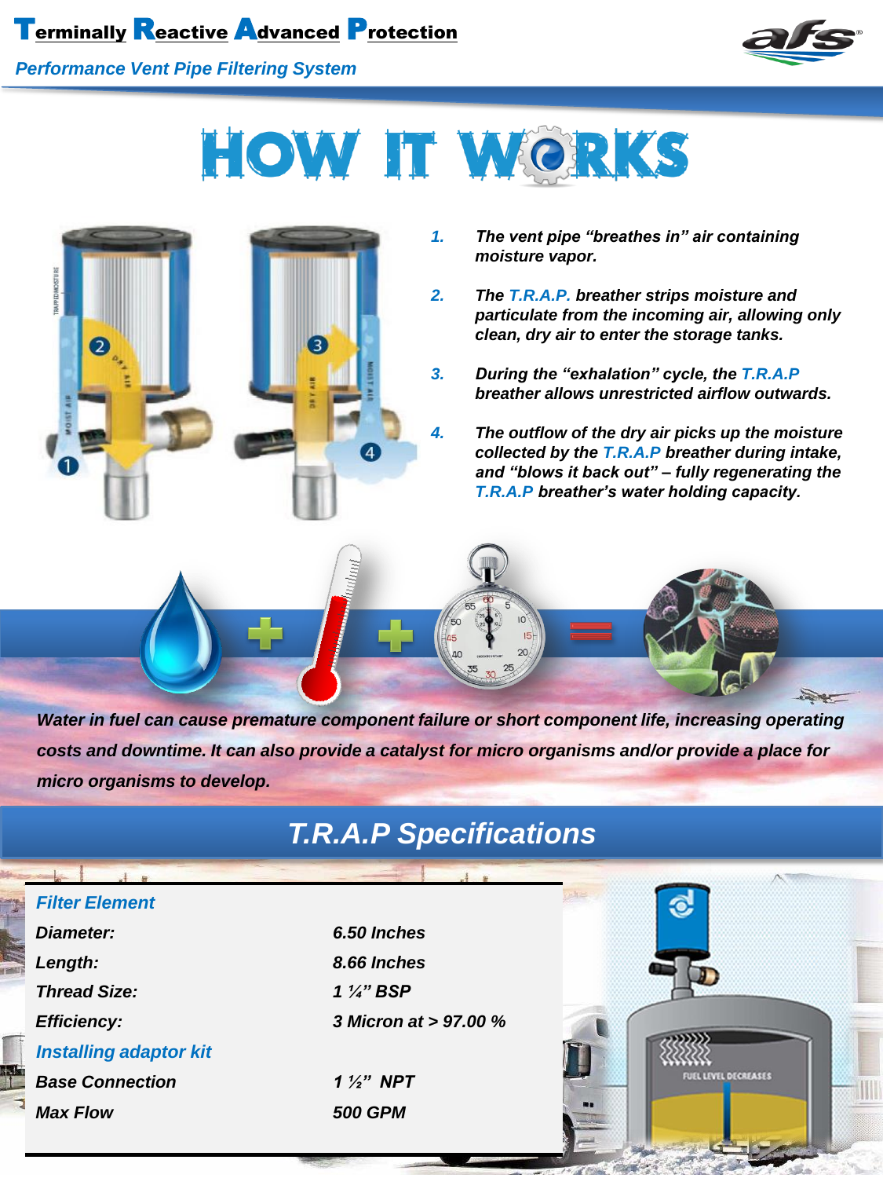# Terminally Reactive Advanced Protection

*Performance Vent Pipe Filtering System*

## HOW IT WORKS

1. ***The vent pipe "breathes in" air containing moisture vapor.***
2. ***The T.R.A.P. breather strips moisture and particulate from the incoming air, allowing only clean, dry air to enter the storage tanks.***
3. ***During the "exhalation" cycle, the T.R.A.P breather allows unrestricted airflow outwards.***
4. ***The outflow of the dry air picks up the moisture collected by the T.R.A.P breather during intake, and "blows it back out" – fully regenerating the T.R.A.P breather's water holding capacity.***

***Water in fuel can cause premature component failure or short component life, increasing operating costs and downtime. It can also provide a catalyst for micro organisms and/or provide a place for micro organisms to develop.***

## T.R.A.P Specifications

| | |
|---|---|
| ***Filter Element*** | |
| ***Diameter:*** | ***6.50 Inches*** |
| ***Length:*** | ***8.66 Inches*** |
| ***Thread Size:*** | ***1 ¼" BSP*** |
| ***Efficiency:*** | ***3 Micron at > 97.00 %*** |
| ***Installing adaptor kit*** | |
| ***Base Connection*** | ***1 ½" NPT*** |
| ***Max Flow*** | ***500 GPM*** |